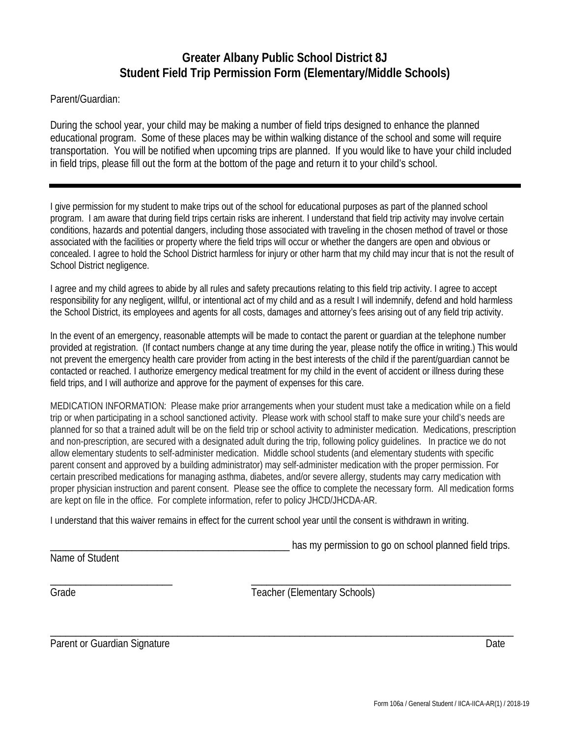# Greater Albany Public School District 8J
# Student Field Trip Permission Form (Elementary/Middle Schools)

Parent/Guardian:

During the school year, your child may be making a number of field trips designed to enhance the planned educational program. Some of these places may be within walking distance of the school and some will require transportation. You will be notified when upcoming trips are planned. If you would like to have your child included in field trips, please fill out the form at the bottom of the page and return it to your child's school.

---

I give permission for my student to make trips out of the school for educational purposes as part of the planned school program. I am aware that during field trips certain risks are inherent. I understand that field trip activity may involve certain conditions, hazards and potential dangers, including those associated with traveling in the chosen method of travel or those associated with the facilities or property where the field trips will occur or whether the dangers are open and obvious or concealed. I agree to hold the School District harmless for injury or other harm that my child may incur that is not the result of School District negligence.

I agree and my child agrees to abide by all rules and safety precautions relating to this field trip activity. I agree to accept responsibility for any negligent, willful, or intentional act of my child and as a result I will indemnify, defend and hold harmless the School District, its employees and agents for all costs, damages and attorney's fees arising out of any field trip activity.

In the event of an emergency, reasonable attempts will be made to contact the parent or guardian at the telephone number provided at registration. (If contact numbers change at any time during the year, please notify the office in writing.) This would not prevent the emergency health care provider from acting in the best interests of the child if the parent/guardian cannot be contacted or reached. I authorize emergency medical treatment for my child in the event of accident or illness during these field trips, and I will authorize and approve for the payment of expenses for this care.

MEDICATION INFORMATION: Please make prior arrangements when your student must take a medication while on a field trip or when participating in a school sanctioned activity. Please work with school staff to make sure your child's needs are planned for so that a trained adult will be on the field trip or school activity to administer medication. Medications, prescription and non-prescription, are secured with a designated adult during the trip, following policy guidelines. In practice we do not allow elementary students to self-administer medication. Middle school students (and elementary students with specific parent consent and approved by a building administrator) may self-administer medication with the proper permission. For certain prescribed medications for managing asthma, diabetes, and/or severe allergy, students may carry medication with proper physician instruction and parent consent. Please see the office to complete the necessary form. All medication forms are kept on file in the office. For complete information, refer to policy JHCD/JHCDA-AR.

I understand that this waiver remains in effect for the current school year until the consent is withdrawn in writing.

_________________________________________________ has my permission to go on school planned field trips.
Name of Student

________________________ ____________________________________________________
Grade Teacher (Elementary Schools)

____________________________________________________________________________________________
Parent or Guardian Signature Date

Form 106a / General Student / IICA-IICA-AR(1) / 2018-19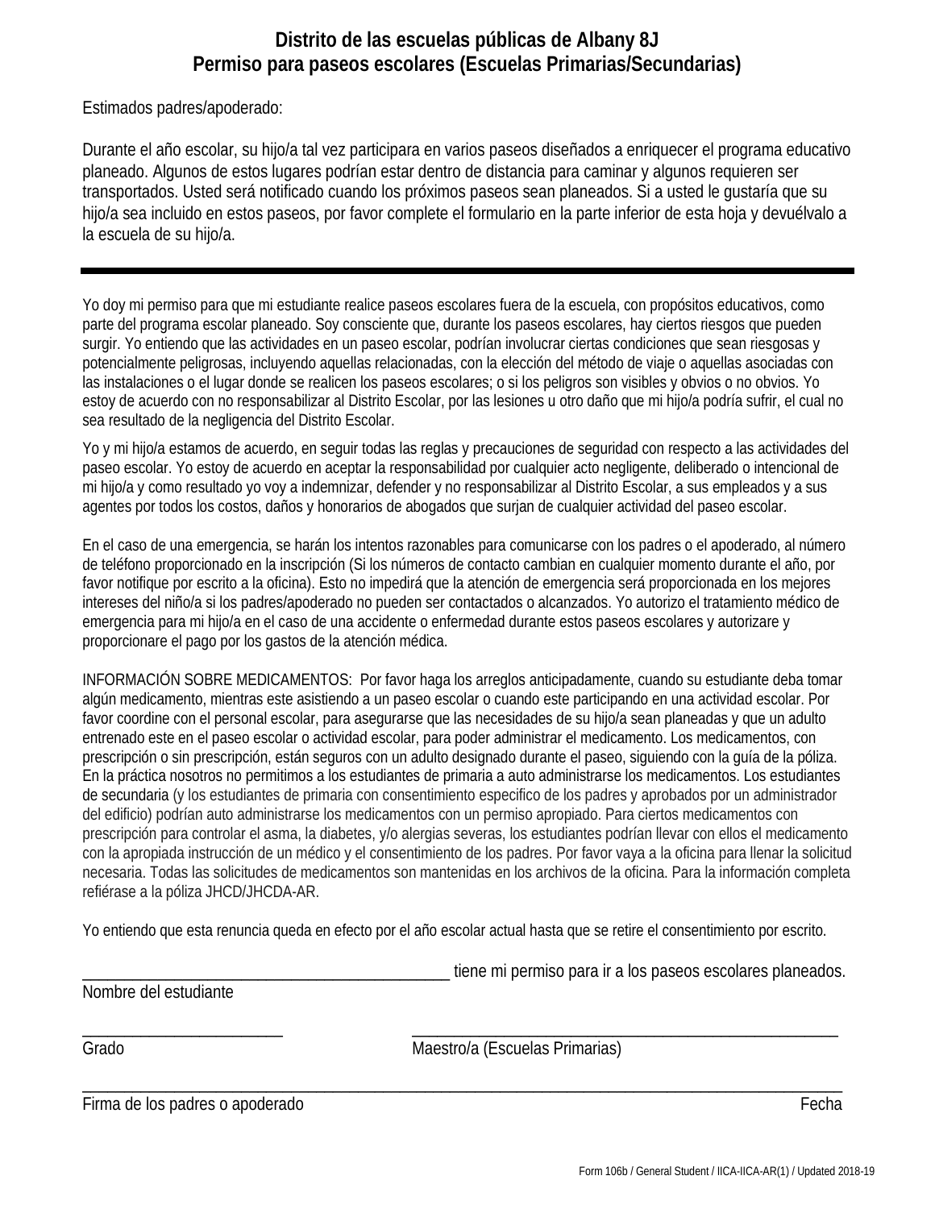# Distrito de las escuelas públicas de Albany 8J
## Permiso para paseos escolares (Escuelas Primarias/Secundarias)

Estimados padres/apoderado:

Durante el año escolar, su hijo/a tal vez participara en varios paseos diseñados a enriquecer el programa educativo planeado. Algunos de estos lugares podrían estar dentro de distancia para caminar y algunos requieren ser transportados. Usted será notificado cuando los próximos paseos sean planeados. Si a usted le gustaría que su hijo/a sea incluido en estos paseos, por favor complete el formulario en la parte inferior de esta hoja y devuélvalo a la escuela de su hijo/a.

---

Yo doy mi permiso para que mi estudiante realice paseos escolares fuera de la escuela, con propósitos educativos, como parte del programa escolar planeado. Soy consciente que, durante los paseos escolares, hay ciertos riesgos que pueden surgir. Yo entiendo que las actividades en un paseo escolar, podrían involucrar ciertas condiciones que sean riesgosas y potencialmente peligrosas, incluyendo aquellas relacionadas, con la elección del método de viaje o aquellas asociadas con las instalaciones o el lugar donde se realicen los paseos escolares; o si los peligros son visibles y obvios o no obvios. Yo estoy de acuerdo con no responsabilizar al Distrito Escolar, por las lesiones u otro daño que mi hijo/a podría sufrir, el cual no sea resultado de la negligencia del Distrito Escolar.

Yo y mi hijo/a estamos de acuerdo, en seguir todas las reglas y precauciones de seguridad con respecto a las actividades del paseo escolar. Yo estoy de acuerdo en aceptar la responsabilidad por cualquier acto negligente, deliberado o intencional de mi hijo/a y como resultado yo voy a indemnizar, defender y no responsabilizar al Distrito Escolar, a sus empleados y a sus agentes por todos los costos, daños y honorarios de abogados que surjan de cualquier actividad del paseo escolar.

En el caso de una emergencia, se harán los intentos razonables para comunicarse con los padres o el apoderado, al número de teléfono proporcionado en la inscripción (Si los números de contacto cambian en cualquier momento durante el año, por favor notifique por escrito a la oficina). Esto no impedirá que la atención de emergencia será proporcionada en los mejores intereses del niño/a si los padres/apoderado no pueden ser contactados o alcanzados. Yo autorizo el tratamiento médico de emergencia para mi hijo/a en el caso de una accidente o enfermedad durante estos paseos escolares y autorizare y proporcionare el pago por los gastos de la atención médica.

INFORMACIÓN SOBRE MEDICAMENTOS: Por favor haga los arreglos anticipadamente, cuando su estudiante deba tomar algún medicamento, mientras este asistiendo a un paseo escolar o cuando este participando en una actividad escolar. Por favor coordine con el personal escolar, para asegurarse que las necesidades de su hijo/a sean planeadas y que un adulto entrenado este en el paseo escolar o actividad escolar, para poder administrar el medicamento. Los medicamentos, con prescripción o sin prescripción, están seguros con un adulto designado durante el paseo, siguiendo con la guía de la póliza. En la práctica nosotros no permitimos a los estudiantes de primaria a auto administrarse los medicamentos. Los estudiantes de secundaria (y los estudiantes de primaria con consentimiento especifico de los padres y aprobados por un administrador del edificio) podrían auto administrarse los medicamentos con un permiso apropiado. Para ciertos medicamentos con prescripción para controlar el asma, la diabetes, y/o alergias severas, los estudiantes podrían llevar con ellos el medicamento con la apropiada instrucción de un médico y el consentimiento de los padres. Por favor vaya a la oficina para llenar la solicitud necesaria. Todas las solicitudes de medicamentos son mantenidas en los archivos de la oficina. Para la información completa refiérase a la póliza JHCD/JHCDA-AR.

Yo entiendo que esta renuncia queda en efecto por el año escolar actual hasta que se retire el consentimiento por escrito.

_____________________________________________ tiene mi permiso para ir a los paseos escolares planeados.
Nombre del estudiante

________________________ &nbsp;&nbsp;&nbsp;&nbsp;&nbsp; ____________________________________________________
Grado &nbsp;&nbsp;&nbsp;&nbsp;&nbsp; Maestro/a (Escuelas Primarias)

____________________________________________________________________________________________
Firma de los padres o apoderado &nbsp;&nbsp;&nbsp;&nbsp;&nbsp; Fecha

Form 106b / General Student / IICA-IICA-AR(1) / Updated 2018-19